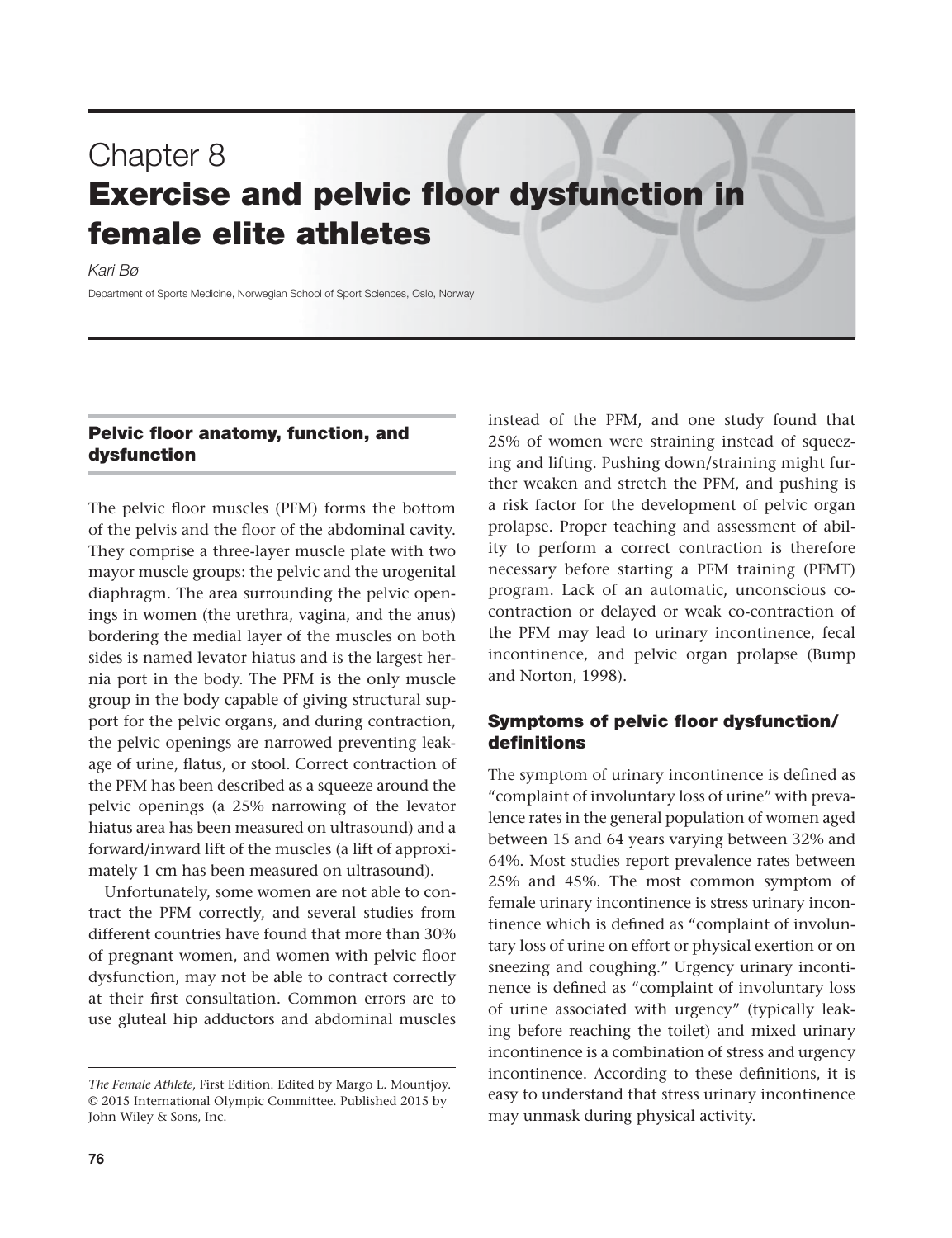# Chapter 8
# Exercise and pelvic floor dysfunction in female elite athletes

*Kari Bø*

Department of Sports Medicine, Norwegian School of Sport Sciences, Oslo, Norway

## Pelvic floor anatomy, function, and dysfunction

The pelvic floor muscles (PFM) forms the bottom of the pelvis and the floor of the abdominal cavity. They comprise a three-layer muscle plate with two mayor muscle groups: the pelvic and the urogenital diaphragm. The area surrounding the pelvic openings in women (the urethra, vagina, and the anus) bordering the medial layer of the muscles on both sides is named levator hiatus and is the largest hernia port in the body. The PFM is the only muscle group in the body capable of giving structural support for the pelvic organs, and during contraction, the pelvic openings are narrowed preventing leakage of urine, flatus, or stool. Correct contraction of the PFM has been described as a squeeze around the pelvic openings (a 25% narrowing of the levator hiatus area has been measured on ultrasound) and a forward/inward lift of the muscles (a lift of approximately 1 cm has been measured on ultrasound).

Unfortunately, some women are not able to contract the PFM correctly, and several studies from different countries have found that more than 30% of pregnant women, and women with pelvic floor dysfunction, may not be able to contract correctly at their first consultation. Common errors are to use gluteal hip adductors and abdominal muscles instead of the PFM, and one study found that 25% of women were straining instead of squeezing and lifting. Pushing down/straining might further weaken and stretch the PFM, and pushing is a risk factor for the development of pelvic organ prolapse. Proper teaching and assessment of ability to perform a correct contraction is therefore necessary before starting a PFM training (PFMT) program. Lack of an automatic, unconscious co-contraction or delayed or weak co-contraction of the PFM may lead to urinary incontinence, fecal incontinence, and pelvic organ prolapse (Bump and Norton, 1998).

### Symptoms of pelvic floor dysfunction/definitions

The symptom of urinary incontinence is defined as "complaint of involuntary loss of urine" with prevalence rates in the general population of women aged between 15 and 64 years varying between 32% and 64%. Most studies report prevalence rates between 25% and 45%. The most common symptom of female urinary incontinence is stress urinary incontinence which is defined as "complaint of involuntary loss of urine on effort or physical exertion or on sneezing and coughing." Urgency urinary incontinence is defined as "complaint of involuntary loss of urine associated with urgency" (typically leaking before reaching the toilet) and mixed urinary incontinence is a combination of stress and urgency incontinence. According to these definitions, it is easy to understand that stress urinary incontinence may unmask during physical activity.

*The Female Athlete*, First Edition. Edited by Margo L. Mountjoy.
© 2015 International Olympic Committee. Published 2015 by John Wiley & Sons, Inc.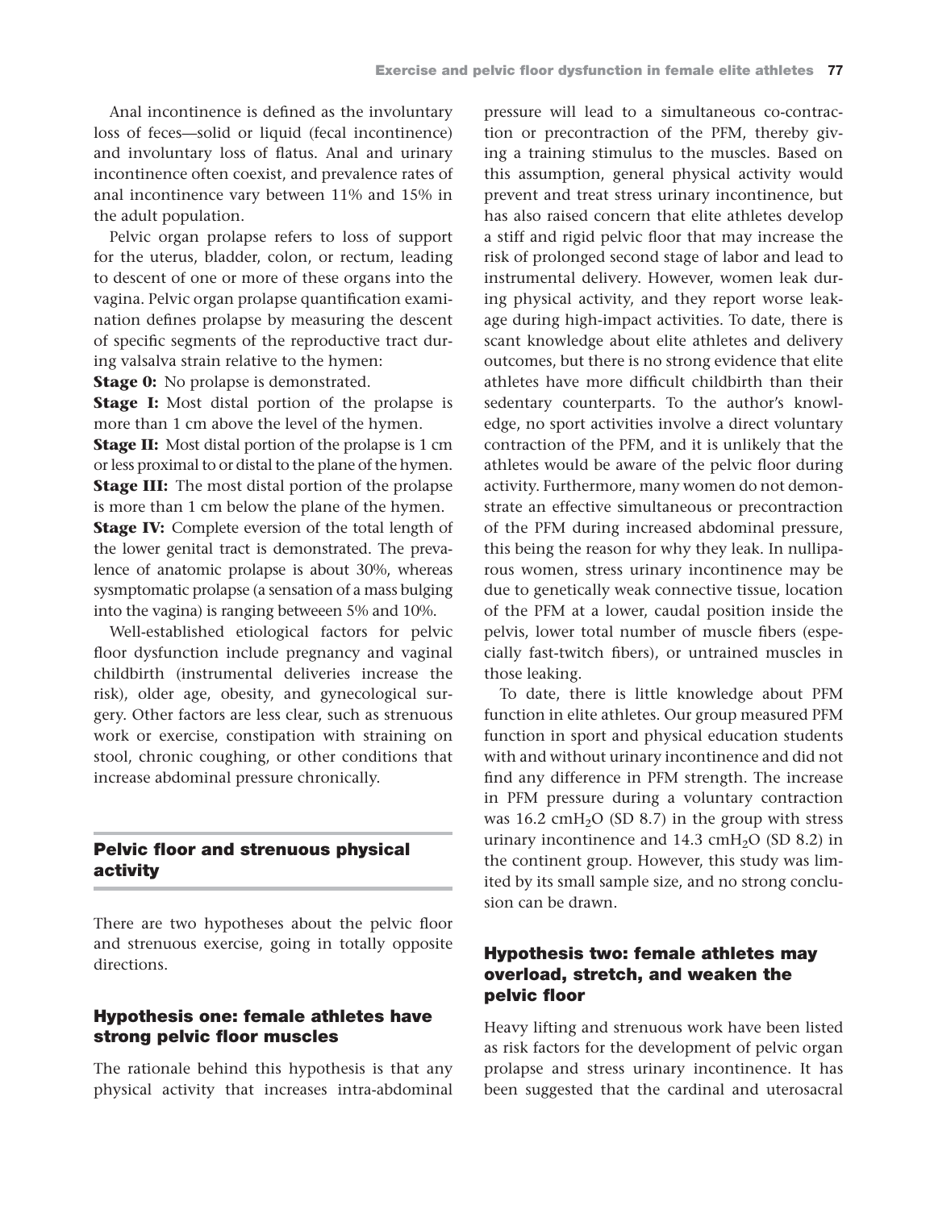Anal incontinence is defined as the involuntary loss of feces—solid or liquid (fecal incontinence) and involuntary loss of flatus. Anal and urinary incontinence often coexist, and prevalence rates of anal incontinence vary between 11% and 15% in the adult population.

Pelvic organ prolapse refers to loss of support for the uterus, bladder, colon, or rectum, leading to descent of one or more of these organs into the vagina. Pelvic organ prolapse quantification examination defines prolapse by measuring the descent of specific segments of the reproductive tract during valsalva strain relative to the hymen:

**Stage 0:** No prolapse is demonstrated.

**Stage I:** Most distal portion of the prolapse is more than 1 cm above the level of the hymen.

**Stage II:** Most distal portion of the prolapse is 1 cm or less proximal to or distal to the plane of the hymen.

**Stage III:** The most distal portion of the prolapse is more than 1 cm below the plane of the hymen.

**Stage IV:** Complete eversion of the total length of the lower genital tract is demonstrated. The prevalence of anatomic prolapse is about 30%, whereas sysmptomatic prolapse (a sensation of a mass bulging into the vagina) is ranging betweeen 5% and 10%.

Well-established etiological factors for pelvic floor dysfunction include pregnancy and vaginal childbirth (instrumental deliveries increase the risk), older age, obesity, and gynecological surgery. Other factors are less clear, such as strenuous work or exercise, constipation with straining on stool, chronic coughing, or other conditions that increase abdominal pressure chronically.

## Pelvic floor and strenuous physical activity

There are two hypotheses about the pelvic floor and strenuous exercise, going in totally opposite directions.

### Hypothesis one: female athletes have strong pelvic floor muscles

The rationale behind this hypothesis is that any physical activity that increases intra-abdominal pressure will lead to a simultaneous co-contraction or precontraction of the PFM, thereby giving a training stimulus to the muscles. Based on this assumption, general physical activity would prevent and treat stress urinary incontinence, but has also raised concern that elite athletes develop a stiff and rigid pelvic floor that may increase the risk of prolonged second stage of labor and lead to instrumental delivery. However, women leak during physical activity, and they report worse leakage during high-impact activities. To date, there is scant knowledge about elite athletes and delivery outcomes, but there is no strong evidence that elite athletes have more difficult childbirth than their sedentary counterparts. To the author's knowledge, no sport activities involve a direct voluntary contraction of the PFM, and it is unlikely that the athletes would be aware of the pelvic floor during activity. Furthermore, many women do not demonstrate an effective simultaneous or precontraction of the PFM during increased abdominal pressure, this being the reason for why they leak. In nulliparous women, stress urinary incontinence may be due to genetically weak connective tissue, location of the PFM at a lower, caudal position inside the pelvis, lower total number of muscle fibers (especially fast-twitch fibers), or untrained muscles in those leaking.

To date, there is little knowledge about PFM function in elite athletes. Our group measured PFM function in sport and physical education students with and without urinary incontinence and did not find any difference in PFM strength. The increase in PFM pressure during a voluntary contraction was 16.2 $cmH_2O$ (SD 8.7) in the group with stress urinary incontinence and 14.3 $cmH_2O$ (SD 8.2) in the continent group. However, this study was limited by its small sample size, and no strong conclusion can be drawn.

### Hypothesis two: female athletes may overload, stretch, and weaken the pelvic floor

Heavy lifting and strenuous work have been listed as risk factors for the development of pelvic organ prolapse and stress urinary incontinence. It has been suggested that the cardinal and uterosacral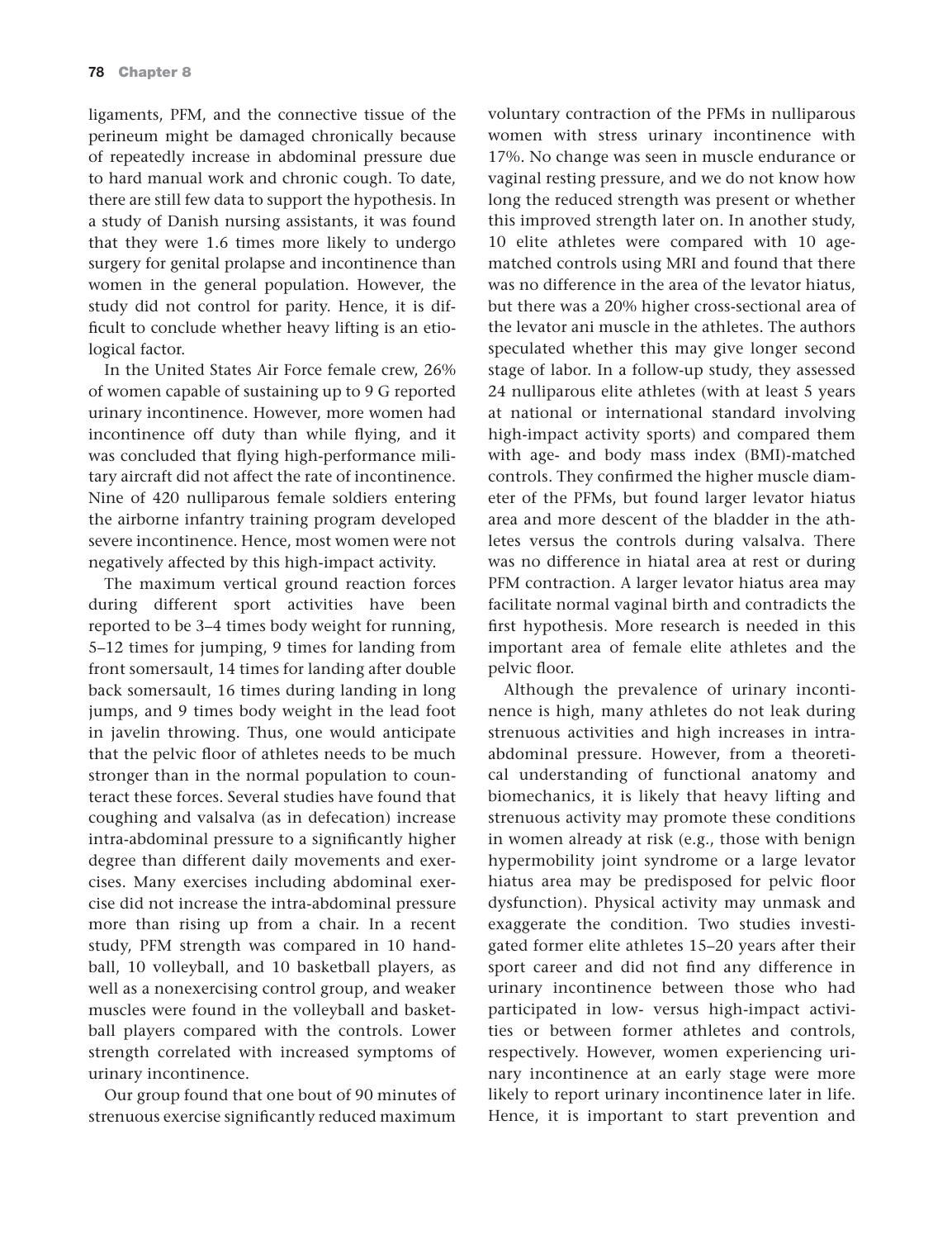ligaments, PFM, and the connective tissue of the perineum might be damaged chronically because of repeatedly increase in abdominal pressure due to hard manual work and chronic cough. To date, there are still few data to support the hypothesis. In a study of Danish nursing assistants, it was found that they were 1.6 times more likely to undergo surgery for genital prolapse and incontinence than women in the general population. However, the study did not control for parity. Hence, it is difficult to conclude whether heavy lifting is an etiological factor.

In the United States Air Force female crew, 26% of women capable of sustaining up to 9 G reported urinary incontinence. However, more women had incontinence off duty than while flying, and it was concluded that flying high-performance military aircraft did not affect the rate of incontinence. Nine of 420 nulliparous female soldiers entering the airborne infantry training program developed severe incontinence. Hence, most women were not negatively affected by this high-impact activity.

The maximum vertical ground reaction forces during different sport activities have been reported to be 3–4 times body weight for running, 5–12 times for jumping, 9 times for landing from front somersault, 14 times for landing after double back somersault, 16 times during landing in long jumps, and 9 times body weight in the lead foot in javelin throwing. Thus, one would anticipate that the pelvic floor of athletes needs to be much stronger than in the normal population to counteract these forces. Several studies have found that coughing and valsalva (as in defecation) increase intra-abdominal pressure to a significantly higher degree than different daily movements and exercises. Many exercises including abdominal exercise did not increase the intra-abdominal pressure more than rising up from a chair. In a recent study, PFM strength was compared in 10 handball, 10 volleyball, and 10 basketball players, as well as a nonexercising control group, and weaker muscles were found in the volleyball and basketball players compared with the controls. Lower strength correlated with increased symptoms of urinary incontinence.

Our group found that one bout of 90 minutes of strenuous exercise significantly reduced maximum voluntary contraction of the PFMs in nulliparous women with stress urinary incontinence with 17%. No change was seen in muscle endurance or vaginal resting pressure, and we do not know how long the reduced strength was present or whether this improved strength later on. In another study, 10 elite athletes were compared with 10 age-matched controls using MRI and found that there was no difference in the area of the levator hiatus, but there was a 20% higher cross-sectional area of the levator ani muscle in the athletes. The authors speculated whether this may give longer second stage of labor. In a follow-up study, they assessed 24 nulliparous elite athletes (with at least 5 years at national or international standard involving high-impact activity sports) and compared them with age- and body mass index (BMI)-matched controls. They confirmed the higher muscle diameter of the PFMs, but found larger levator hiatus area and more descent of the bladder in the athletes versus the controls during valsalva. There was no difference in hiatal area at rest or during PFM contraction. A larger levator hiatus area may facilitate normal vaginal birth and contradicts the first hypothesis. More research is needed in this important area of female elite athletes and the pelvic floor.

Although the prevalence of urinary incontinence is high, many athletes do not leak during strenuous activities and high increases in intra-abdominal pressure. However, from a theoretical understanding of functional anatomy and biomechanics, it is likely that heavy lifting and strenuous activity may promote these conditions in women already at risk (e.g., those with benign hypermobility joint syndrome or a large levator hiatus area may be predisposed for pelvic floor dysfunction). Physical activity may unmask and exaggerate the condition. Two studies investigated former elite athletes 15–20 years after their sport career and did not find any difference in urinary incontinence between those who had participated in low- versus high-impact activities or between former athletes and controls, respectively. However, women experiencing urinary incontinence at an early stage were more likely to report urinary incontinence later in life. Hence, it is important to start prevention and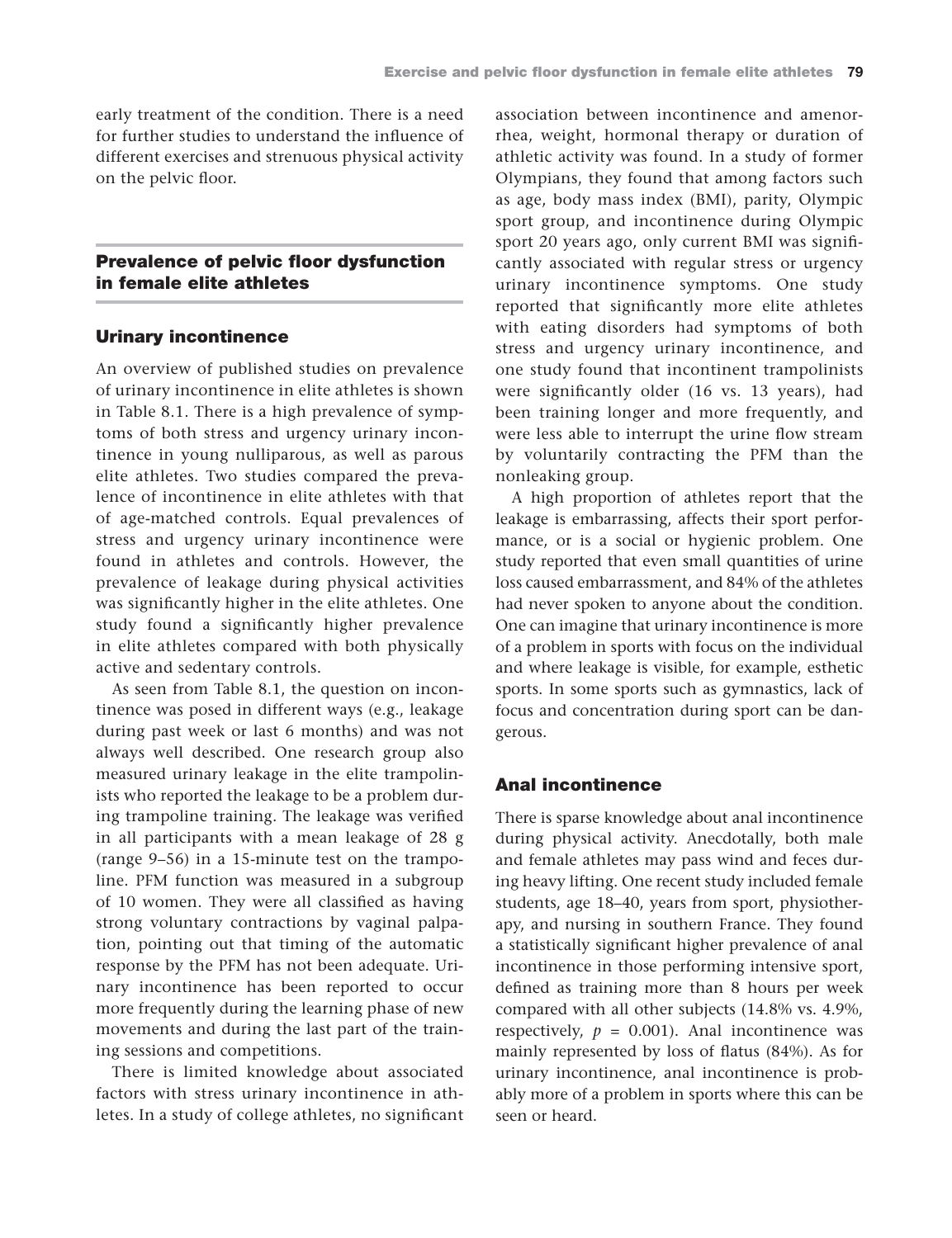early treatment of the condition. There is a need for further studies to understand the influence of different exercises and strenuous physical activity on the pelvic floor.

## Prevalence of pelvic floor dysfunction in female elite athletes

### Urinary incontinence

An overview of published studies on prevalence of urinary incontinence in elite athletes is shown in Table 8.1. There is a high prevalence of symptoms of both stress and urgency urinary incontinence in young nulliparous, as well as parous elite athletes. Two studies compared the prevalence of incontinence in elite athletes with that of age-matched controls. Equal prevalences of stress and urgency urinary incontinence were found in athletes and controls. However, the prevalence of leakage during physical activities was significantly higher in the elite athletes. One study found a significantly higher prevalence in elite athletes compared with both physically active and sedentary controls.

As seen from Table 8.1, the question on incontinence was posed in different ways (e.g., leakage during past week or last 6 months) and was not always well described. One research group also measured urinary leakage in the elite trampolinists who reported the leakage to be a problem during trampoline training. The leakage was verified in all participants with a mean leakage of 28 g (range 9–56) in a 15-minute test on the trampoline. PFM function was measured in a subgroup of 10 women. They were all classified as having strong voluntary contractions by vaginal palpation, pointing out that timing of the automatic response by the PFM has not been adequate. Urinary incontinence has been reported to occur more frequently during the learning phase of new movements and during the last part of the training sessions and competitions.

There is limited knowledge about associated factors with stress urinary incontinence in athletes. In a study of college athletes, no significant association between incontinence and amenorrhea, weight, hormonal therapy or duration of athletic activity was found. In a study of former Olympians, they found that among factors such as age, body mass index (BMI), parity, Olympic sport group, and incontinence during Olympic sport 20 years ago, only current BMI was significantly associated with regular stress or urgency urinary incontinence symptoms. One study reported that significantly more elite athletes with eating disorders had symptoms of both stress and urgency urinary incontinence, and one study found that incontinent trampolinists were significantly older (16 vs. 13 years), had been training longer and more frequently, and were less able to interrupt the urine flow stream by voluntarily contracting the PFM than the nonleaking group.

A high proportion of athletes report that the leakage is embarrassing, affects their sport performance, or is a social or hygienic problem. One study reported that even small quantities of urine loss caused embarrassment, and 84% of the athletes had never spoken to anyone about the condition. One can imagine that urinary incontinence is more of a problem in sports with focus on the individual and where leakage is visible, for example, esthetic sports. In some sports such as gymnastics, lack of focus and concentration during sport can be dangerous.

### Anal incontinence

There is sparse knowledge about anal incontinence during physical activity. Anecdotally, both male and female athletes may pass wind and feces during heavy lifting. One recent study included female students, age 18–40, years from sport, physiotherapy, and nursing in southern France. They found a statistically significant higher prevalence of anal incontinence in those performing intensive sport, defined as training more than 8 hours per week compared with all other subjects (14.8% vs. 4.9%, respectively, $p = 0.001$). Anal incontinence was mainly represented by loss of flatus (84%). As for urinary incontinence, anal incontinence is probably more of a problem in sports where this can be seen or heard.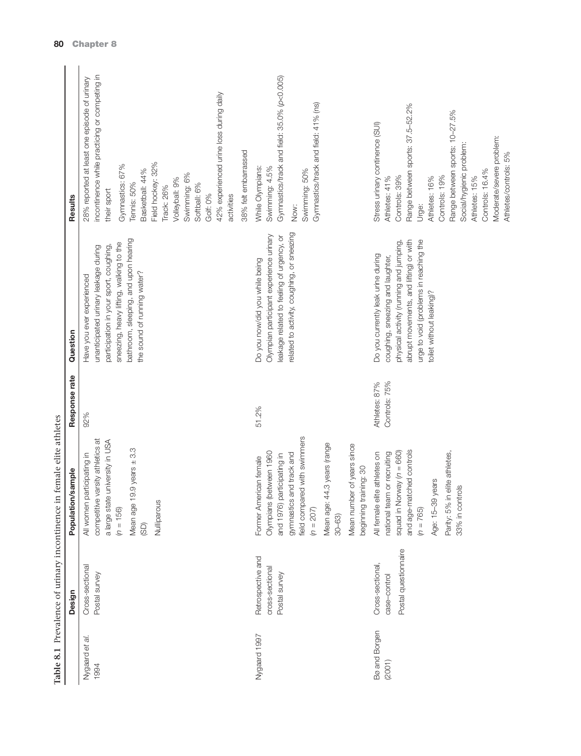**Table 8.1** Prevalence of urinary incontinence in female elite athletes

| | Design | Population/sample | Response rate | Question | Results |
|---|---|---|---|---|---|
| Nygaard *et al.* 1994 | Cross-sectional<br>Postal survey | All women participating in competitive varsity athletics at a large state university in USA<br>($n = 156$)<br>Mean age 19.9 years ± 3.3 (SD)<br>Nulliparous | 92% | Have you ever experienced unanticipated urinary leakage during participation in your sport, coughing, sneezing, heavy lifting, walking to the bathroom, sleeping, and upon hearing the sound of running water? | 28% reported at least one episode of urinary incontinence while practicing or competing in their sport<br>Gymnastics: 67%<br>Tennis: 50%<br>Basketball: 44%<br>Field hockey: 32%<br>Track: 26%<br>Volleyball: 9%<br>Swimming: 6%<br>Softball: 6%<br>Golf: 0%<br>42% experienced urine loss during daily activities<br>38% felt embarrassed |
| Nygaard 1997 | Retrospective and cross-sectional<br>Postal survey | Former American female Olympians (between 1960 and 1976) participating in gymnastics and track and field compared with swimmers<br>($n = 207$)<br>Mean age: 44.3 years (range 30–63)<br>Mean number of years since beginning training: 30 | 51.2% | Do you now/did you while being Olympian participant experience urinary leakage related to feeling of urgency, or related to activity, coughing, or sneezing | While Olympians:<br>Swimming: 4.5%<br>Gymnastics/track and field: 35.0% ($p<0.005$)<br>Now:<br>Swimming: 50%<br>Gymnastics/track and field: 41% (ns) |
| Bø and Borgen (2001) | Cross-sectional, case–control<br>Postal questionnaire | All female elite athletes on national team or recruiting squad in Norway ($n = 660$) and age-matched controls ($n = 765$)<br>Age: 15–39 years<br>Parity: 5% in elite athletes, 33% in controls | Athletes: 87%<br>Controls: 75% | Do you currently leak urine during coughing, sneezing and laughter, physical activity (running and jumping, abrupt movements, and lifting) or with urge to void (problems in reaching the toilet without leaking)? | Stress urinary continence (SUI)<br>Athletes: 41%<br>Controls: 39%<br>Range between sports: 37.5–52.2%<br>Urge:<br>Athletes: 16%<br>Controls: 19%<br>Range between sports: 10–27.5%<br>Social/hygienic problem:<br>Athletes: 15%<br>Controls: 16.4%<br>Moderate/severe problem:<br>Athletes/controls: 5% |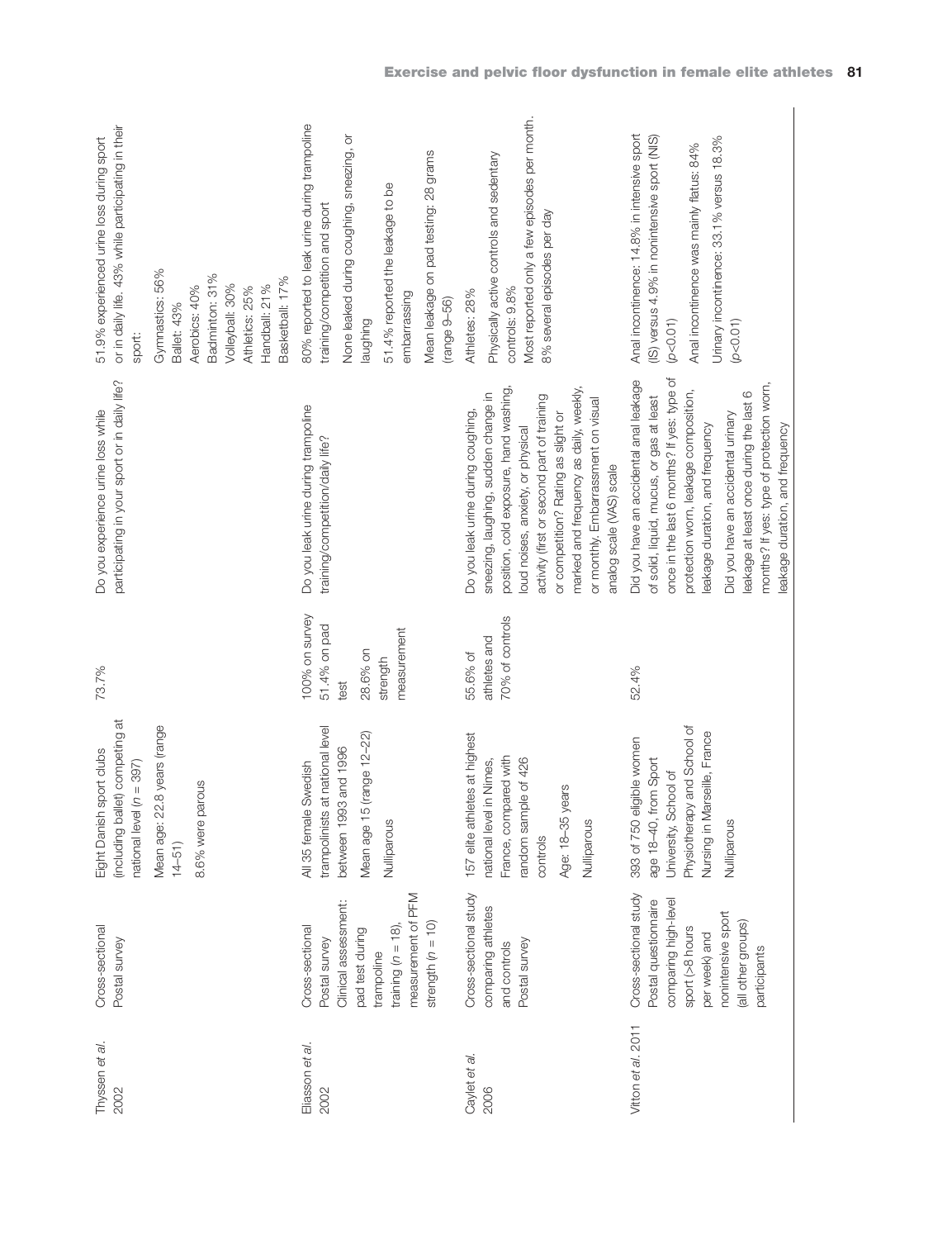| Thyssen *et al.* 2002 | Cross-sectional Postal survey | Eight Danish sport clubs (including ballet) competing at national level (*n* = 397) Mean age: 22.8 years (range 14–51) 8.6% were parous | 73.7% | Do you experience urine loss while participating in your sport or in daily life? | 51.9% experienced urine loss during sport or in daily life. 43% while participating in their sport: Gymnastics: 56% Ballet: 43% Aerobics: 40% Badminton: 31% Volleyball: 30% Athletics: 25% Handball: 21% Basketball: 17% |
|---|---|---|---|---|---|
| Eliasson *et al.* 2002 | Cross-sectional Postal survey Clinical assessment: pad test during trampoline training (*n* = 18), measurement of PFM strength (*n* = 10) | All 35 female Swedish trampolinists at national level between 1993 and 1996 Mean age 15 (range 12–22) Nulliparous | 100% on survey 51.4% on pad test 28.6% on strength measurement | Do you leak urine during trampoline training/competition/daily life? | 80% reported to leak urine during trampoline training/competition and sport None leaked during coughing, sneezing, or laughing 51.4% reported the leakage to be embarrassing Mean leakage on pad testing: 28 grams (range 9–56) |
| Caylet *et al.* 2006 | Cross-sectional study comparing athletes and controls Postal survey | 157 elite athletes at highest national level in Nimes, France, compared with random sample of 426 controls Age: 18–35 years Nulliparous | 55.6% of athletes and 70% of controls | Do you leak urine during coughing, sneezing, laughing, sudden change in position, cold exposure, hand washing, loud noises, anxiety, or physical activity (first or second part of training or competition? Rating as slight or marked and frequency as daily, weekly, or monthly. Embarrassment on visual analog scale (VAS) scale | Athletes: 28% Physically active controls and sedentary controls: 9.8% Most reported only a few episodes per month. 8% several episodes per day |
| Vitton *et al.* 2011 | Cross-sectional study Postal questionnaire comparing high-level sport (>8 hours per week) and nonintensive sport (all other groups) participants | 393 of 750 eligible women age 18–40, from Sport University, School of Physiotherapy and School of Nursing in Marseille, France Nulliparous | 52.4% | Did you have an accidental anal leakage of solid, liquid, mucus, or gas at least once in the last 6 months? If yes: type of protection worn, leakage composition, leakage duration, and frequency Did you have an accidental urinary leakage at least once during the last 6 months? If yes: type of protection worn, leakage duration, and frequency | Anal incontinence: 14.8% in intensive sport (IS) versus 4.9% in nonintensive sport (NIS) ($p<0.01$) Anal incontinence was mainly flatus: 84% Urinary incontinence: 33.1% versus 18.3% ($p<0.01$) |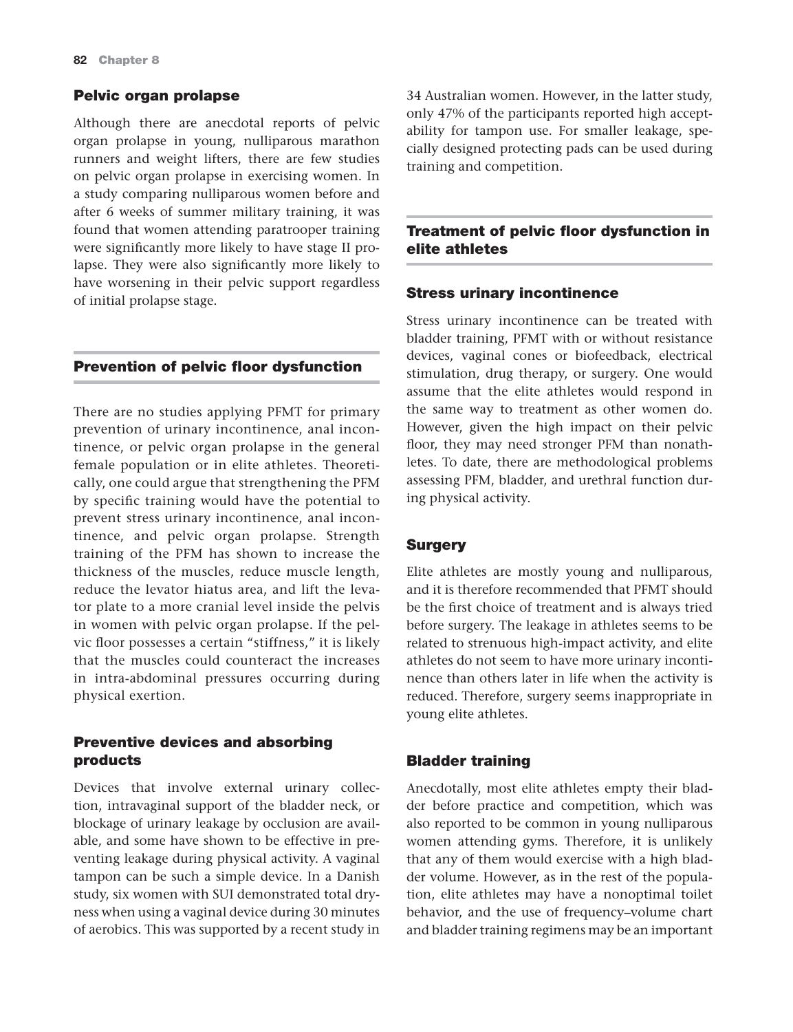### Pelvic organ prolapse

Although there are anecdotal reports of pelvic organ prolapse in young, nulliparous marathon runners and weight lifters, there are few studies on pelvic organ prolapse in exercising women. In a study comparing nulliparous women before and after 6 weeks of summer military training, it was found that women attending paratrooper training were significantly more likely to have stage II prolapse. They were also significantly more likely to have worsening in their pelvic support regardless of initial prolapse stage.

## Prevention of pelvic floor dysfunction

There are no studies applying PFMT for primary prevention of urinary incontinence, anal incontinence, or pelvic organ prolapse in the general female population or in elite athletes. Theoretically, one could argue that strengthening the PFM by specific training would have the potential to prevent stress urinary incontinence, anal incontinence, and pelvic organ prolapse. Strength training of the PFM has shown to increase the thickness of the muscles, reduce muscle length, reduce the levator hiatus area, and lift the levator plate to a more cranial level inside the pelvis in women with pelvic organ prolapse. If the pelvic floor possesses a certain "stiffness," it is likely that the muscles could counteract the increases in intra-abdominal pressures occurring during physical exertion.

### Preventive devices and absorbing products

Devices that involve external urinary collection, intravaginal support of the bladder neck, or blockage of urinary leakage by occlusion are available, and some have shown to be effective in preventing leakage during physical activity. A vaginal tampon can be such a simple device. In a Danish study, six women with SUI demonstrated total dryness when using a vaginal device during 30 minutes of aerobics. This was supported by a recent study in 34 Australian women. However, in the latter study, only 47% of the participants reported high acceptability for tampon use. For smaller leakage, specially designed protecting pads can be used during training and competition.

## Treatment of pelvic floor dysfunction in elite athletes

### Stress urinary incontinence

Stress urinary incontinence can be treated with bladder training, PFMT with or without resistance devices, vaginal cones or biofeedback, electrical stimulation, drug therapy, or surgery. One would assume that the elite athletes would respond in the same way to treatment as other women do. However, given the high impact on their pelvic floor, they may need stronger PFM than nonathletes. To date, there are methodological problems assessing PFM, bladder, and urethral function during physical activity.

### Surgery

Elite athletes are mostly young and nulliparous, and it is therefore recommended that PFMT should be the first choice of treatment and is always tried before surgery. The leakage in athletes seems to be related to strenuous high-impact activity, and elite athletes do not seem to have more urinary incontinence than others later in life when the activity is reduced. Therefore, surgery seems inappropriate in young elite athletes.

### Bladder training

Anecdotally, most elite athletes empty their bladder before practice and competition, which was also reported to be common in young nulliparous women attending gyms. Therefore, it is unlikely that any of them would exercise with a high bladder volume. However, as in the rest of the population, elite athletes may have a nonoptimal toilet behavior, and the use of frequency–volume chart and bladder training regimens may be an important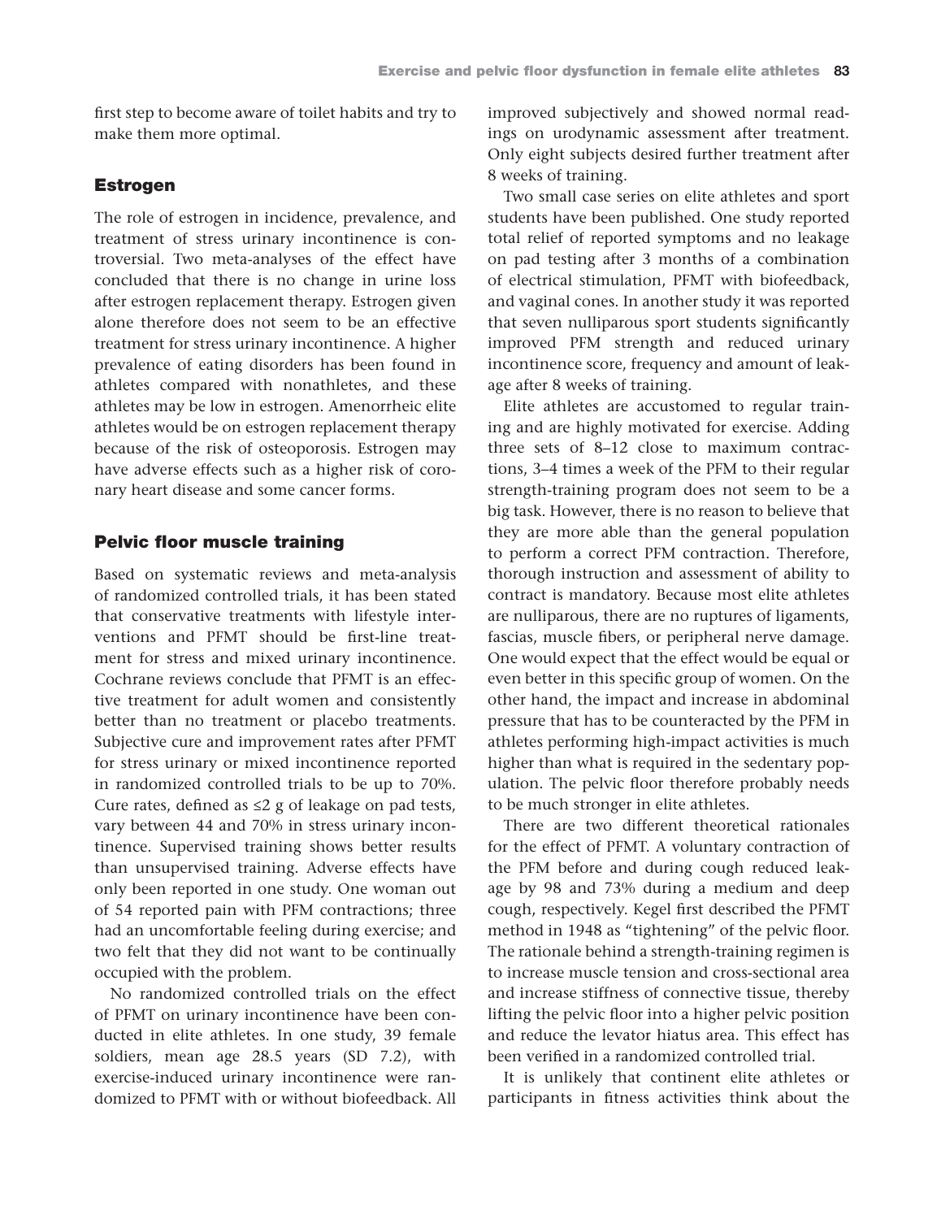first step to become aware of toilet habits and try to make them more optimal.

### Estrogen

The role of estrogen in incidence, prevalence, and treatment of stress urinary incontinence is controversial. Two meta-analyses of the effect have concluded that there is no change in urine loss after estrogen replacement therapy. Estrogen given alone therefore does not seem to be an effective treatment for stress urinary incontinence. A higher prevalence of eating disorders has been found in athletes compared with nonathletes, and these athletes may be low in estrogen. Amenorrheic elite athletes would be on estrogen replacement therapy because of the risk of osteoporosis. Estrogen may have adverse effects such as a higher risk of coronary heart disease and some cancer forms.

### Pelvic floor muscle training

Based on systematic reviews and meta-analysis of randomized controlled trials, it has been stated that conservative treatments with lifestyle interventions and PFMT should be first-line treatment for stress and mixed urinary incontinence. Cochrane reviews conclude that PFMT is an effective treatment for adult women and consistently better than no treatment or placebo treatments. Subjective cure and improvement rates after PFMT for stress urinary or mixed incontinence reported in randomized controlled trials to be up to 70%. Cure rates, defined as ≤2 g of leakage on pad tests, vary between 44 and 70% in stress urinary incontinence. Supervised training shows better results than unsupervised training. Adverse effects have only been reported in one study. One woman out of 54 reported pain with PFM contractions; three had an uncomfortable feeling during exercise; and two felt that they did not want to be continually occupied with the problem.

No randomized controlled trials on the effect of PFMT on urinary incontinence have been conducted in elite athletes. In one study, 39 female soldiers, mean age 28.5 years (SD 7.2), with exercise-induced urinary incontinence were randomized to PFMT with or without biofeedback. All improved subjectively and showed normal readings on urodynamic assessment after treatment. Only eight subjects desired further treatment after 8 weeks of training.

Two small case series on elite athletes and sport students have been published. One study reported total relief of reported symptoms and no leakage on pad testing after 3 months of a combination of electrical stimulation, PFMT with biofeedback, and vaginal cones. In another study it was reported that seven nulliparous sport students significantly improved PFM strength and reduced urinary incontinence score, frequency and amount of leakage after 8 weeks of training.

Elite athletes are accustomed to regular training and are highly motivated for exercise. Adding three sets of 8–12 close to maximum contractions, 3–4 times a week of the PFM to their regular strength-training program does not seem to be a big task. However, there is no reason to believe that they are more able than the general population to perform a correct PFM contraction. Therefore, thorough instruction and assessment of ability to contract is mandatory. Because most elite athletes are nulliparous, there are no ruptures of ligaments, fascias, muscle fibers, or peripheral nerve damage. One would expect that the effect would be equal or even better in this specific group of women. On the other hand, the impact and increase in abdominal pressure that has to be counteracted by the PFM in athletes performing high-impact activities is much higher than what is required in the sedentary population. The pelvic floor therefore probably needs to be much stronger in elite athletes.

There are two different theoretical rationales for the effect of PFMT. A voluntary contraction of the PFM before and during cough reduced leakage by 98 and 73% during a medium and deep cough, respectively. Kegel first described the PFMT method in 1948 as "tightening" of the pelvic floor. The rationale behind a strength-training regimen is to increase muscle tension and cross-sectional area and increase stiffness of connective tissue, thereby lifting the pelvic floor into a higher pelvic position and reduce the levator hiatus area. This effect has been verified in a randomized controlled trial.

It is unlikely that continent elite athletes or participants in fitness activities think about the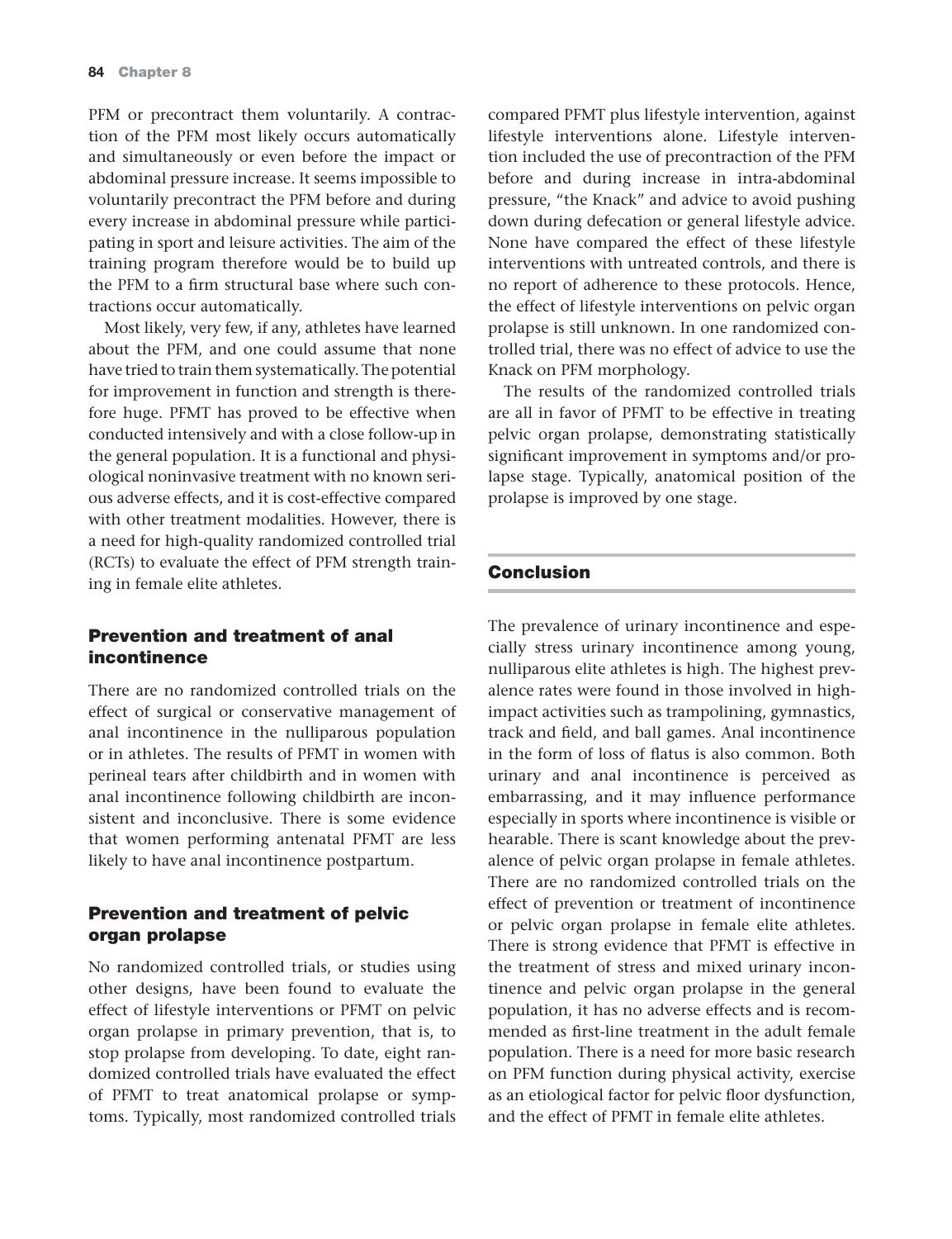PFM or precontract them voluntarily. A contraction of the PFM most likely occurs automatically and simultaneously or even before the impact or abdominal pressure increase. It seems impossible to voluntarily precontract the PFM before and during every increase in abdominal pressure while participating in sport and leisure activities. The aim of the training program therefore would be to build up the PFM to a firm structural base where such contractions occur automatically.

Most likely, very few, if any, athletes have learned about the PFM, and one could assume that none have tried to train them systematically. The potential for improvement in function and strength is therefore huge. PFMT has proved to be effective when conducted intensively and with a close follow-up in the general population. It is a functional and physiological noninvasive treatment with no known serious adverse effects, and it is cost-effective compared with other treatment modalities. However, there is a need for high-quality randomized controlled trial (RCTs) to evaluate the effect of PFM strength training in female elite athletes.

### Prevention and treatment of anal incontinence

There are no randomized controlled trials on the effect of surgical or conservative management of anal incontinence in the nulliparous population or in athletes. The results of PFMT in women with perineal tears after childbirth and in women with anal incontinence following childbirth are inconsistent and inconclusive. There is some evidence that women performing antenatal PFMT are less likely to have anal incontinence postpartum.

### Prevention and treatment of pelvic organ prolapse

No randomized controlled trials, or studies using other designs, have been found to evaluate the effect of lifestyle interventions or PFMT on pelvic organ prolapse in primary prevention, that is, to stop prolapse from developing. To date, eight randomized controlled trials have evaluated the effect of PFMT to treat anatomical prolapse or symptoms. Typically, most randomized controlled trials compared PFMT plus lifestyle intervention, against lifestyle interventions alone. Lifestyle intervention included the use of precontraction of the PFM before and during increase in intra-abdominal pressure, "the Knack" and advice to avoid pushing down during defecation or general lifestyle advice. None have compared the effect of these lifestyle interventions with untreated controls, and there is no report of adherence to these protocols. Hence, the effect of lifestyle interventions on pelvic organ prolapse is still unknown. In one randomized controlled trial, there was no effect of advice to use the Knack on PFM morphology.

The results of the randomized controlled trials are all in favor of PFMT to be effective in treating pelvic organ prolapse, demonstrating statistically significant improvement in symptoms and/or prolapse stage. Typically, anatomical position of the prolapse is improved by one stage.

## Conclusion

The prevalence of urinary incontinence and especially stress urinary incontinence among young, nulliparous elite athletes is high. The highest prevalence rates were found in those involved in high-impact activities such as trampolining, gymnastics, track and field, and ball games. Anal incontinence in the form of loss of flatus is also common. Both urinary and anal incontinence is perceived as embarrassing, and it may influence performance especially in sports where incontinence is visible or hearable. There is scant knowledge about the prevalence of pelvic organ prolapse in female athletes. There are no randomized controlled trials on the effect of prevention or treatment of incontinence or pelvic organ prolapse in female elite athletes. There is strong evidence that PFMT is effective in the treatment of stress and mixed urinary incontinence and pelvic organ prolapse in the general population, it has no adverse effects and is recommended as first-line treatment in the adult female population. There is a need for more basic research on PFM function during physical activity, exercise as an etiological factor for pelvic floor dysfunction, and the effect of PFMT in female elite athletes.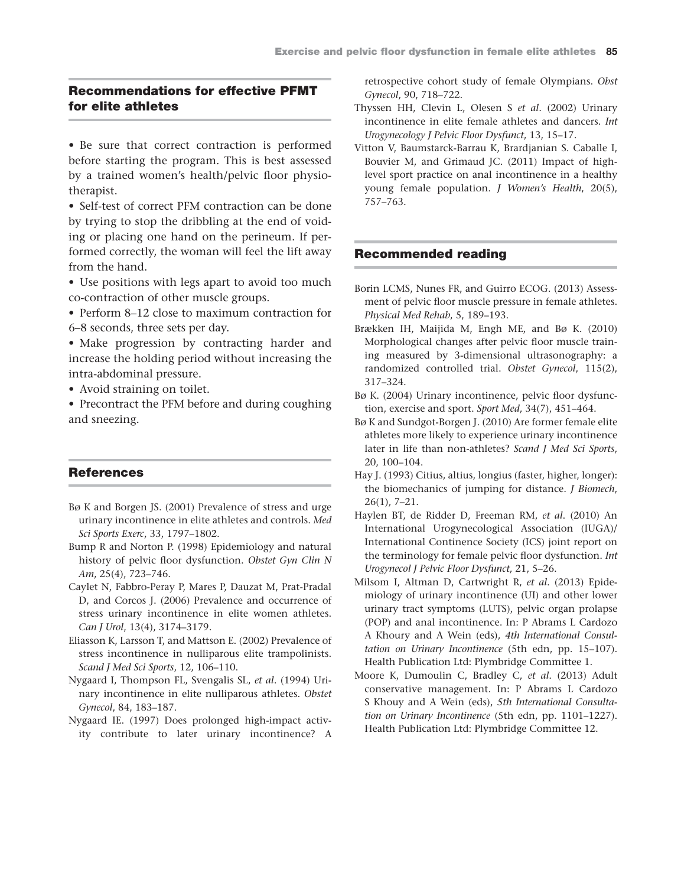## Recommendations for effective PFMT for elite athletes

- Be sure that correct contraction is performed before starting the program. This is best assessed by a trained women's health/pelvic floor physiotherapist.
- Self-test of correct PFM contraction can be done by trying to stop the dribbling at the end of voiding or placing one hand on the perineum. If performed correctly, the woman will feel the lift away from the hand.
- Use positions with legs apart to avoid too much co-contraction of other muscle groups.
- Perform 8–12 close to maximum contraction for 6–8 seconds, three sets per day.
- Make progression by contracting harder and increase the holding period without increasing the intra-abdominal pressure.
- Avoid straining on toilet.
- Precontract the PFM before and during coughing and sneezing.

## References

Bø K and Borgen JS. (2001) Prevalence of stress and urge urinary incontinence in elite athletes and controls. *Med Sci Sports Exerc*, 33, 1797–1802.

Bump R and Norton P. (1998) Epidemiology and natural history of pelvic floor dysfunction. *Obstet Gyn Clin N Am*, 25(4), 723–746.

Caylet N, Fabbro-Peray P, Mares P, Dauzat M, Prat-Pradal D, and Corcos J. (2006) Prevalence and occurrence of stress urinary incontinence in elite women athletes. *Can J Urol*, 13(4), 3174–3179.

Eliasson K, Larsson T, and Mattson E. (2002) Prevalence of stress incontinence in nulliparous elite trampolinists. *Scand J Med Sci Sports*, 12, 106–110.

Nygaard I, Thompson FL, Svengalis SL, *et al*. (1994) Urinary incontinence in elite nulliparous athletes. *Obstet Gynecol*, 84, 183–187.

Nygaard IE. (1997) Does prolonged high-impact activity contribute to later urinary incontinence? A retrospective cohort study of female Olympians. *Obst Gynecol*, 90, 718–722.

Thyssen HH, Clevin L, Olesen S *et al*. (2002) Urinary incontinence in elite female athletes and dancers. *Int Urogynecology J Pelvic Floor Dysfunct*, 13, 15–17.

Vitton V, Baumstarck-Barrau K, Brardjanian S. Caballe I, Bouvier M, and Grimaud JC. (2011) Impact of high-level sport practice on anal incontinence in a healthy young female population. *J Women's Health*, 20(5), 757–763.

## Recommended reading

Borin LCMS, Nunes FR, and Guirro ECOG. (2013) Assessment of pelvic floor muscle pressure in female athletes. *Physical Med Rehab*, 5, 189–193.

Brækken IH, Maijida M, Engh ME, and Bø K. (2010) Morphological changes after pelvic floor muscle training measured by 3-dimensional ultrasonography: a randomized controlled trial. *Obstet Gynecol*, 115(2), 317–324.

Bø K. (2004) Urinary incontinence, pelvic floor dysfunction, exercise and sport. *Sport Med*, 34(7), 451–464.

Bø K and Sundgot-Borgen J. (2010) Are former female elite athletes more likely to experience urinary incontinence later in life than non-athletes? *Scand J Med Sci Sports*, 20, 100–104.

Hay J. (1993) Citius, altius, longius (faster, higher, longer): the biomechanics of jumping for distance. *J Biomech*, 26(1), 7–21.

Haylen BT, de Ridder D, Freeman RM, *et al*. (2010) An International Urogynecological Association (IUGA)/ International Continence Society (ICS) joint report on the terminology for female pelvic floor dysfunction. *Int Urogynecol J Pelvic Floor Dysfunct*, 21, 5–26.

Milsom I, Altman D, Cartwright R, *et al*. (2013) Epidemiology of urinary incontinence (UI) and other lower urinary tract symptoms (LUTS), pelvic organ prolapse (POP) and anal incontinence. In: P Abrams L Cardozo A Khoury and A Wein (eds), *4th International Consultation on Urinary Incontinence* (5th edn, pp. 15–107). Health Publication Ltd: Plymbridge Committee 1.

Moore K, Dumoulin C, Bradley C, *et al*. (2013) Adult conservative management. In: P Abrams L Cardozo S Khouy and A Wein (eds), *5th International Consultation on Urinary Incontinence* (5th edn, pp. 1101–1227). Health Publication Ltd: Plymbridge Committee 12.